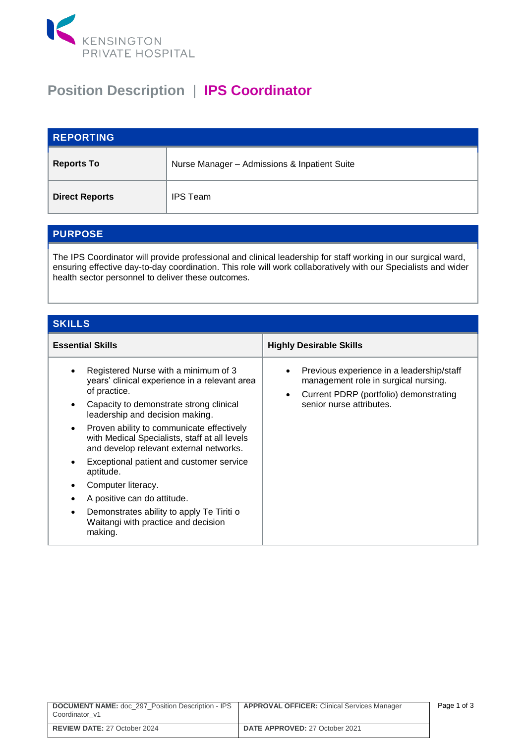KENSINGTON PRIVATE HOSPITAL

# Position Description | IPS Coordinator

## REPORTING

| | |
|---|---|
| **Reports To** | Nurse Manager – Admissions & Inpatient Suite |
| **Direct Reports** | IPS Team |

## PURPOSE

The IPS Coordinator will provide professional and clinical leadership for staff working in our surgical ward, ensuring effective day-to-day coordination. This role will work collaboratively with our Specialists and wider health sector personnel to deliver these outcomes.

## SKILLS

### Essential Skills

- Registered Nurse with a minimum of 3 years' clinical experience in a relevant area of practice.
- Capacity to demonstrate strong clinical leadership and decision making.
- Proven ability to communicate effectively with Medical Specialists, staff at all levels and develop relevant external networks.
- Exceptional patient and customer service aptitude.
- Computer literacy.
- A positive can do attitude.
- Demonstrates ability to apply Te Tiriti o Waitangi with practice and decision making.

### Highly Desirable Skills

- Previous experience in a leadership/staff management role in surgical nursing.
- Current PDRP (portfolio) demonstrating senior nurse attributes.

| | |
|---|---|
| **DOCUMENT NAME:** doc_297_Position Description - IPS Coordinator_v1 | **APPROVAL OFFICER:** Clinical Services Manager |
| **REVIEW DATE:** 27 October 2024 | **DATE APPROVED:** 27 October 2021 |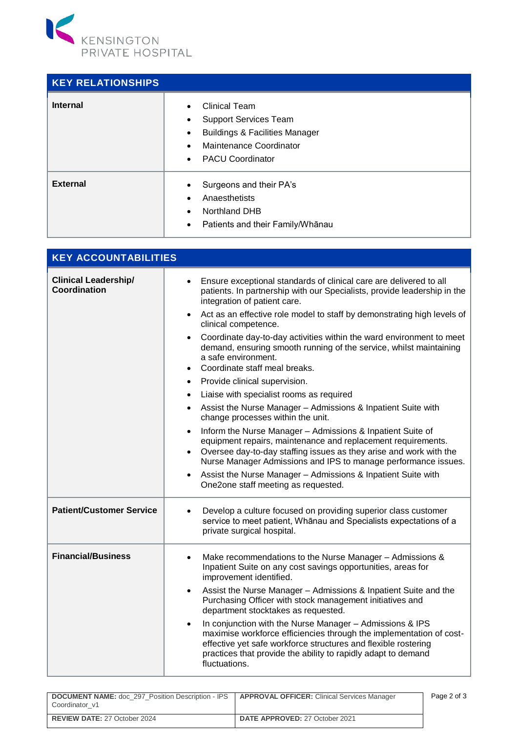KENSINGTON PRIVATE HOSPITAL

| KEY RELATIONSHIPS | |
|---|---|
| **Internal** | • Clinical Team<br>• Support Services Team<br>• Buildings & Facilities Manager<br>• Maintenance Coordinator<br>• PACU Coordinator |
| **External** | • Surgeons and their PA's<br>• Anaesthetists<br>• Northland DHB<br>• Patients and their Family/Whānau |

| KEY ACCOUNTABILITIES | |
|---|---|
| **Clinical Leadership/ Coordination** | • Ensure exceptional standards of clinical care are delivered to all patients. In partnership with our Specialists, provide leadership in the integration of patient care.<br>• Act as an effective role model to staff by demonstrating high levels of clinical competence.<br>• Coordinate day-to-day activities within the ward environment to meet demand, ensuring smooth running of the service, whilst maintaining a safe environment.<br>• Coordinate staff meal breaks.<br>• Provide clinical supervision.<br>• Liaise with specialist rooms as required<br>• Assist the Nurse Manager – Admissions & Inpatient Suite with change processes within the unit.<br>• Inform the Nurse Manager – Admissions & Inpatient Suite of equipment repairs, maintenance and replacement requirements.<br>• Oversee day-to-day staffing issues as they arise and work with the Nurse Manager Admissions and IPS to manage performance issues.<br>• Assist the Nurse Manager – Admissions & Inpatient Suite with One2one staff meeting as requested. |
| **Patient/Customer Service** | • Develop a culture focused on providing superior class customer service to meet patient, Whānau and Specialists expectations of a private surgical hospital. |
| **Financial/Business** | • Make recommendations to the Nurse Manager – Admissions & Inpatient Suite on any cost savings opportunities, areas for improvement identified.<br>• Assist the Nurse Manager – Admissions & Inpatient Suite and the Purchasing Officer with stock management initiatives and department stocktakes as requested.<br>• In conjunction with the Nurse Manager – Admissions & IPS maximise workforce efficiencies through the implementation of cost-effective yet safe workforce structures and flexible rostering practices that provide the ability to rapidly adapt to demand fluctuations. |

| **DOCUMENT NAME:** doc_297_Position Description - IPS Coordinator_v1 | **APPROVAL OFFICER:** Clinical Services Manager |
|---|---|
| **REVIEW DATE:** 27 October 2024 | **DATE APPROVED:** 27 October 2021 |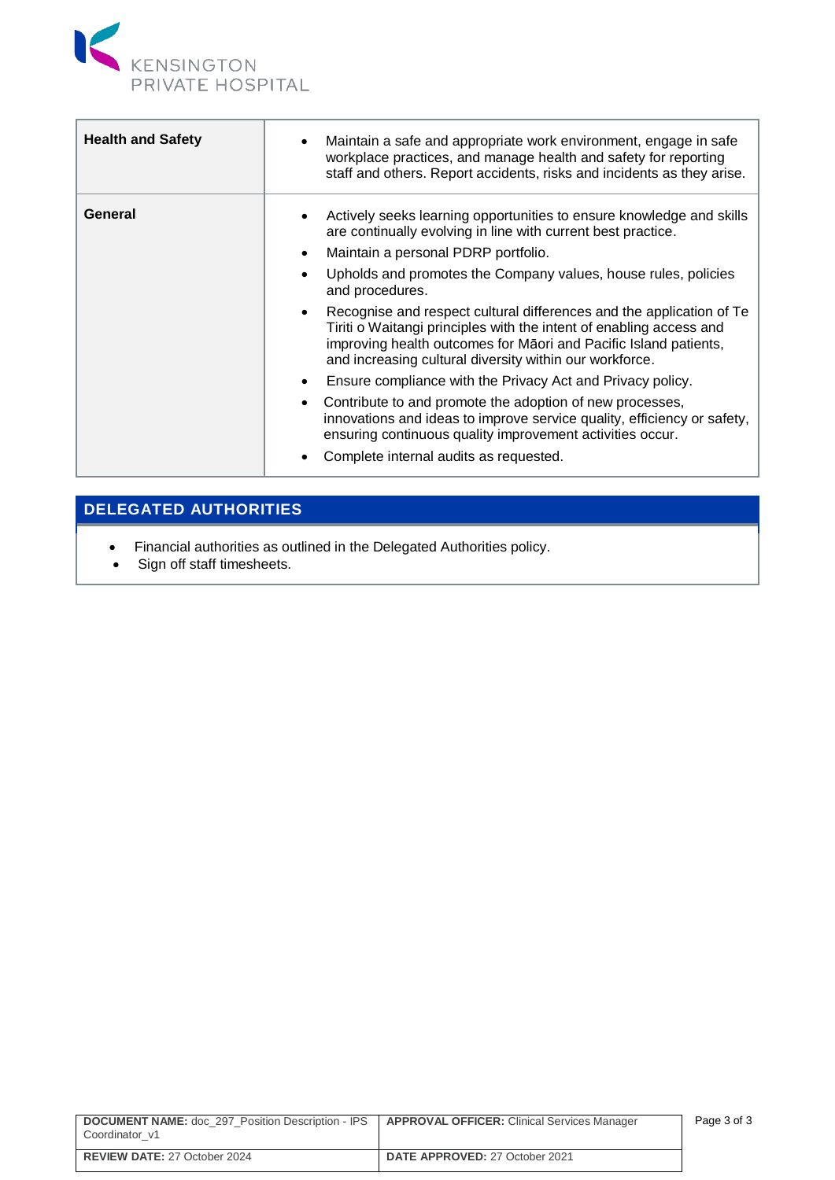| | |
|---|---|
| **Health and Safety** | • Maintain a safe and appropriate work environment, engage in safe workplace practices, and manage health and safety for reporting staff and others. Report accidents, risks and incidents as they arise. |
| **General** | • Actively seeks learning opportunities to ensure knowledge and skills are continually evolving in line with current best practice.<br>• Maintain a personal PDRP portfolio.<br>• Upholds and promotes the Company values, house rules, policies and procedures.<br>• Recognise and respect cultural differences and the application of Te Tiriti o Waitangi principles with the intent of enabling access and improving health outcomes for Māori and Pacific Island patients, and increasing cultural diversity within our workforce.<br>• Ensure compliance with the Privacy Act and Privacy policy.<br>• Contribute to and promote the adoption of new processes, innovations and ideas to improve service quality, efficiency or safety, ensuring continuous quality improvement activities occur.<br>• Complete internal audits as requested. |

## DELEGATED AUTHORITIES

- Financial authorities as outlined in the Delegated Authorities policy.
- Sign off staff timesheets.